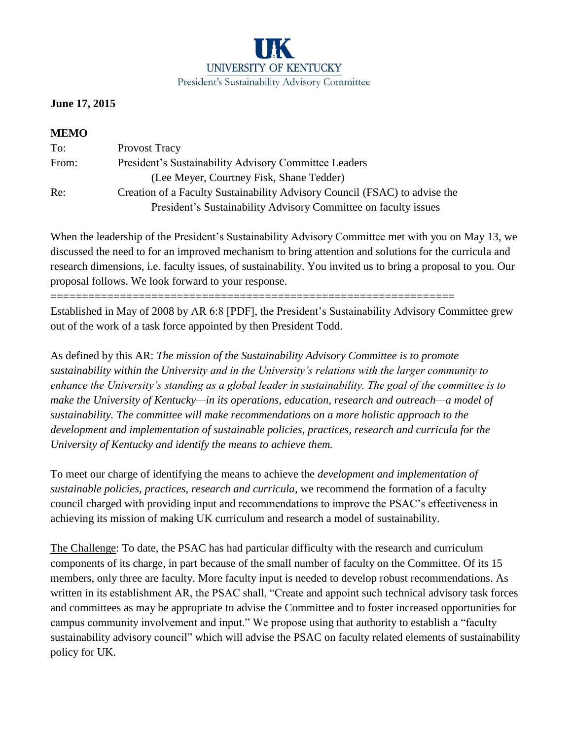UK
UNIVERSITY OF KENTUCKY
President's Sustainability Advisory Committee

**June 17, 2015**

**MEMO**

To: Provost Tracy
From: President's Sustainability Advisory Committee Leaders
(Lee Meyer, Courtney Fisk, Shane Tedder)
Re: Creation of a Faculty Sustainability Advisory Council (FSAC) to advise the President's Sustainability Advisory Committee on faculty issues

When the leadership of the President's Sustainability Advisory Committee met with you on May 13, we discussed the need to for an improved mechanism to bring attention and solutions for the curricula and research dimensions, i.e. faculty issues, of sustainability. You invited us to bring a proposal to you. Our proposal follows. We look forward to your response.

==============================================================

Established in May of 2008 by AR 6:8 [PDF], the President's Sustainability Advisory Committee grew out of the work of a task force appointed by then President Todd.

As defined by this AR: *The mission of the Sustainability Advisory Committee is to promote sustainability within the University and in the University's relations with the larger community to enhance the University's standing as a global leader in sustainability. The goal of the committee is to make the University of Kentucky—in its operations, education, research and outreach—a model of sustainability. The committee will make recommendations on a more holistic approach to the development and implementation of sustainable policies, practices, research and curricula for the University of Kentucky and identify the means to achieve them.*

To meet our charge of identifying the means to achieve the *development and implementation of sustainable policies, practices, research and curricula*, we recommend the formation of a faculty council charged with providing input and recommendations to improve the PSAC's effectiveness in achieving its mission of making UK curriculum and research a model of sustainability.

The Challenge: To date, the PSAC has had particular difficulty with the research and curriculum components of its charge, in part because of the small number of faculty on the Committee. Of its 15 members, only three are faculty. More faculty input is needed to develop robust recommendations. As written in its establishment AR, the PSAC shall, "Create and appoint such technical advisory task forces and committees as may be appropriate to advise the Committee and to foster increased opportunities for campus community involvement and input." We propose using that authority to establish a "faculty sustainability advisory council" which will advise the PSAC on faculty related elements of sustainability policy for UK.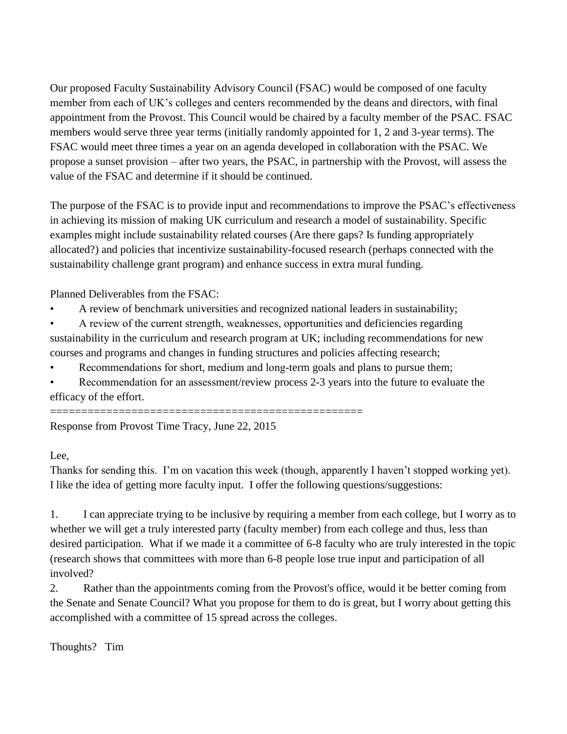Our proposed Faculty Sustainability Advisory Council (FSAC) would be composed of one faculty member from each of UK's colleges and centers recommended by the deans and directors, with final appointment from the Provost. This Council would be chaired by a faculty member of the PSAC. FSAC members would serve three year terms (initially randomly appointed for 1, 2 and 3-year terms). The FSAC would meet three times a year on an agenda developed in collaboration with the PSAC. We propose a sunset provision – after two years, the PSAC, in partnership with the Provost, will assess the value of the FSAC and determine if it should be continued.

The purpose of the FSAC is to provide input and recommendations to improve the PSAC's effectiveness in achieving its mission of making UK curriculum and research a model of sustainability. Specific examples might include sustainability related courses (Are there gaps? Is funding appropriately allocated?) and policies that incentivize sustainability-focused research (perhaps connected with the sustainability challenge grant program) and enhance success in extra mural funding.

Planned Deliverables from the FSAC:

- A review of benchmark universities and recognized national leaders in sustainability;
- A review of the current strength, weaknesses, opportunities and deficiencies regarding sustainability in the curriculum and research program at UK; including recommendations for new courses and programs and changes in funding structures and policies affecting research;
- Recommendations for short, medium and long-term goals and plans to pursue them;
- Recommendation for an assessment/review process 2-3 years into the future to evaluate the efficacy of the effort.

==================================================

Response from Provost Time Tracy, June 22, 2015

Lee,

Thanks for sending this. I'm on vacation this week (though, apparently I haven't stopped working yet). I like the idea of getting more faculty input. I offer the following questions/suggestions:

1. I can appreciate trying to be inclusive by requiring a member from each college, but I worry as to whether we will get a truly interested party (faculty member) from each college and thus, less than desired participation. What if we made it a committee of 6-8 faculty who are truly interested in the topic (research shows that committees with more than 6-8 people lose true input and participation of all involved?
2. Rather than the appointments coming from the Provost's office, would it be better coming from the Senate and Senate Council? What you propose for them to do is great, but I worry about getting this accomplished with a committee of 15 spread across the colleges.

Thoughts? Tim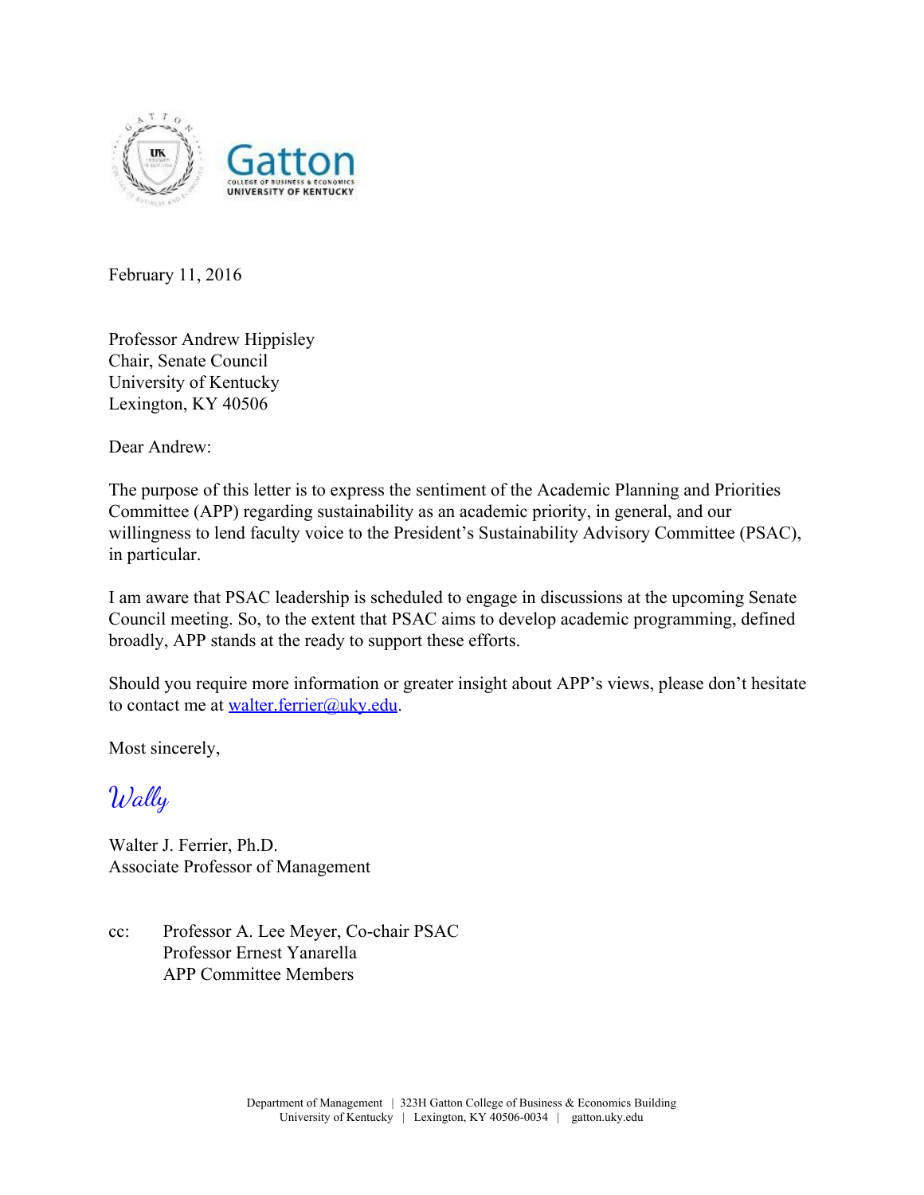Gatton
COLLEGE OF BUSINESS & ECONOMICS
UNIVERSITY OF KENTUCKY

February 11, 2016

Professor Andrew Hippisley
Chair, Senate Council
University of Kentucky
Lexington, KY 40506

Dear Andrew:

The purpose of this letter is to express the sentiment of the Academic Planning and Priorities Committee (APP) regarding sustainability as an academic priority, in general, and our willingness to lend faculty voice to the President's Sustainability Advisory Committee (PSAC), in particular.

I am aware that PSAC leadership is scheduled to engage in discussions at the upcoming Senate Council meeting. So, to the extent that PSAC aims to develop academic programming, defined broadly, APP stands at the ready to support these efforts.

Should you require more information or greater insight about APP's views, please don't hesitate to contact me at walter.ferrier@uky.edu.

Most sincerely,

*Wally*

Walter J. Ferrier, Ph.D.
Associate Professor of Management

cc: Professor A. Lee Meyer, Co-chair PSAC
Professor Ernest Yanarella
APP Committee Members

Department of Management | 323H Gatton College of Business & Economics Building
University of Kentucky | Lexington, KY 40506-0034 | gatton.uky.edu